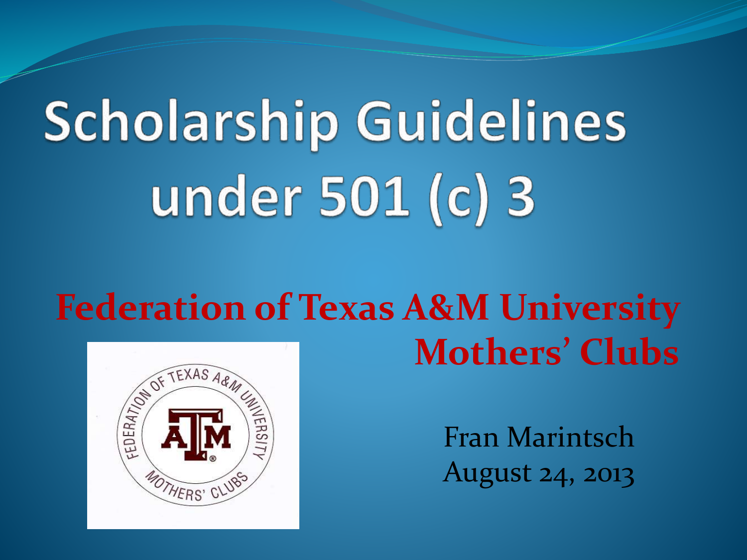# Scholarship Guidelines under 501 (c) 3

## Federation of Texas A&M University Mothers' Clubs

Fran Marintsch
August 24, 2013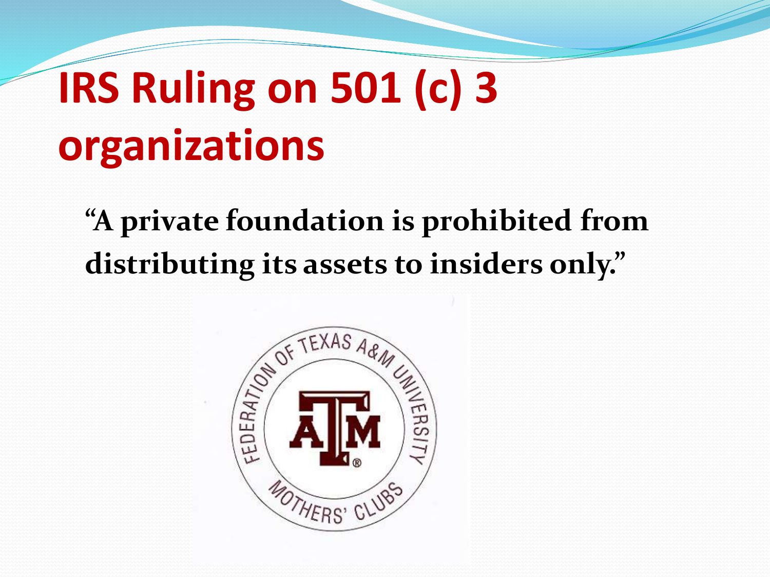# IRS Ruling on 501 (c) 3 organizations

**"A private foundation is prohibited from distributing its assets to insiders only."**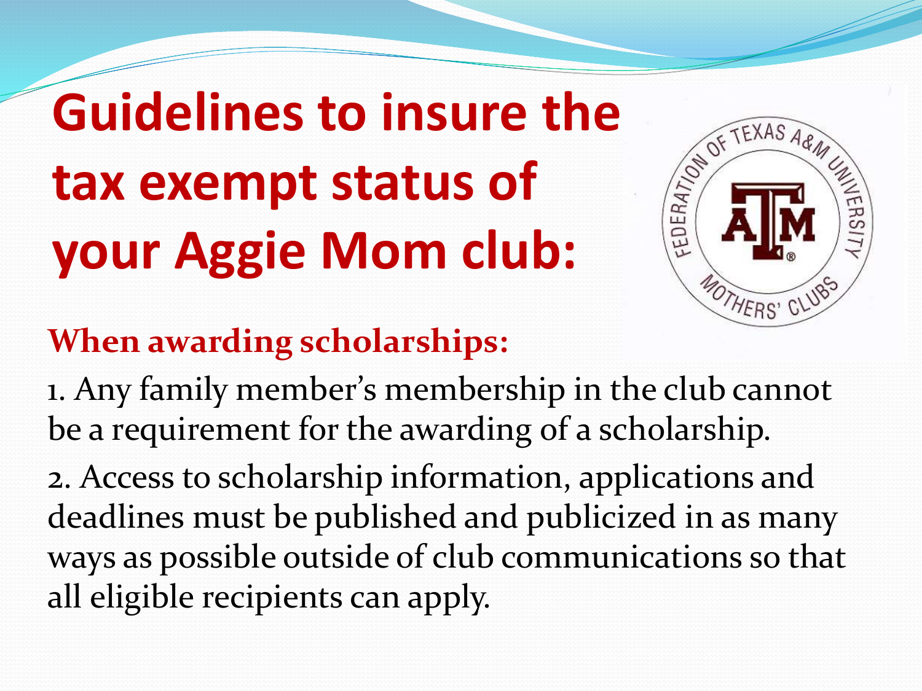# Guidelines to insure the tax exempt status of your Aggie Mom club:

## When awarding scholarships:

1. Any family member's membership in the club cannot be a requirement for the awarding of a scholarship.
2. Access to scholarship information, applications and deadlines must be published and publicized in as many ways as possible outside of club communications so that all eligible recipients can apply.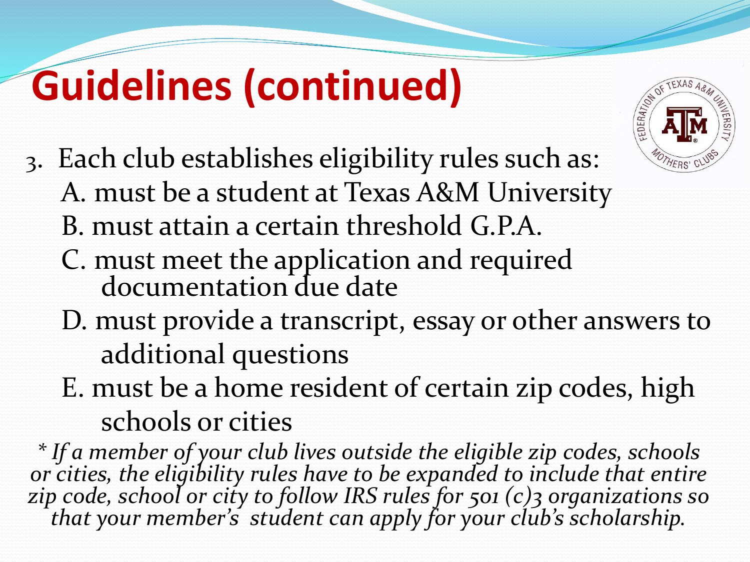# Guidelines (continued)

3. Each club establishes eligibility rules such as:
   - A. must be a student at Texas A&M University
   - B. must attain a certain threshold G.P.A.
   - C. must meet the application and required documentation due date
   - D. must provide a transcript, essay or other answers to additional questions
   - E. must be a home resident of certain zip codes, high schools or cities

*\* If a member of your club lives outside the eligible zip codes, schools or cities, the eligibility rules have to be expanded to include that entire zip code, school or city to follow IRS rules for 501 (c)3 organizations so that your member's student can apply for your club's scholarship.*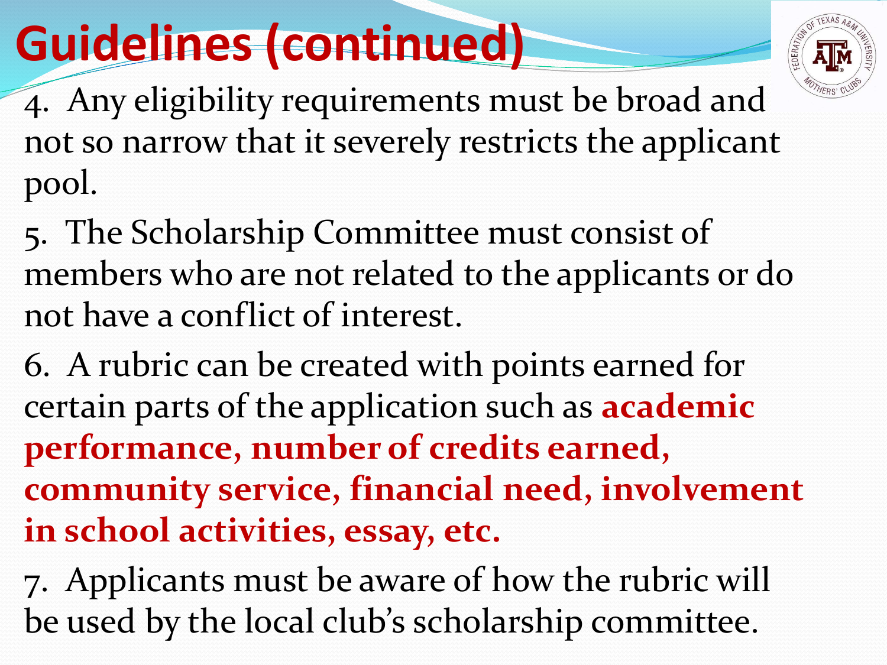# Guidelines (continued)

4. Any eligibility requirements must be broad and not so narrow that it severely restricts the applicant pool.

5. The Scholarship Committee must consist of members who are not related to the applicants or do not have a conflict of interest.

6. A rubric can be created with points earned for certain parts of the application such as **academic performance, number of credits earned, community service, financial need, involvement in school activities, essay, etc.**

7. Applicants must be aware of how the rubric will be used by the local club's scholarship committee.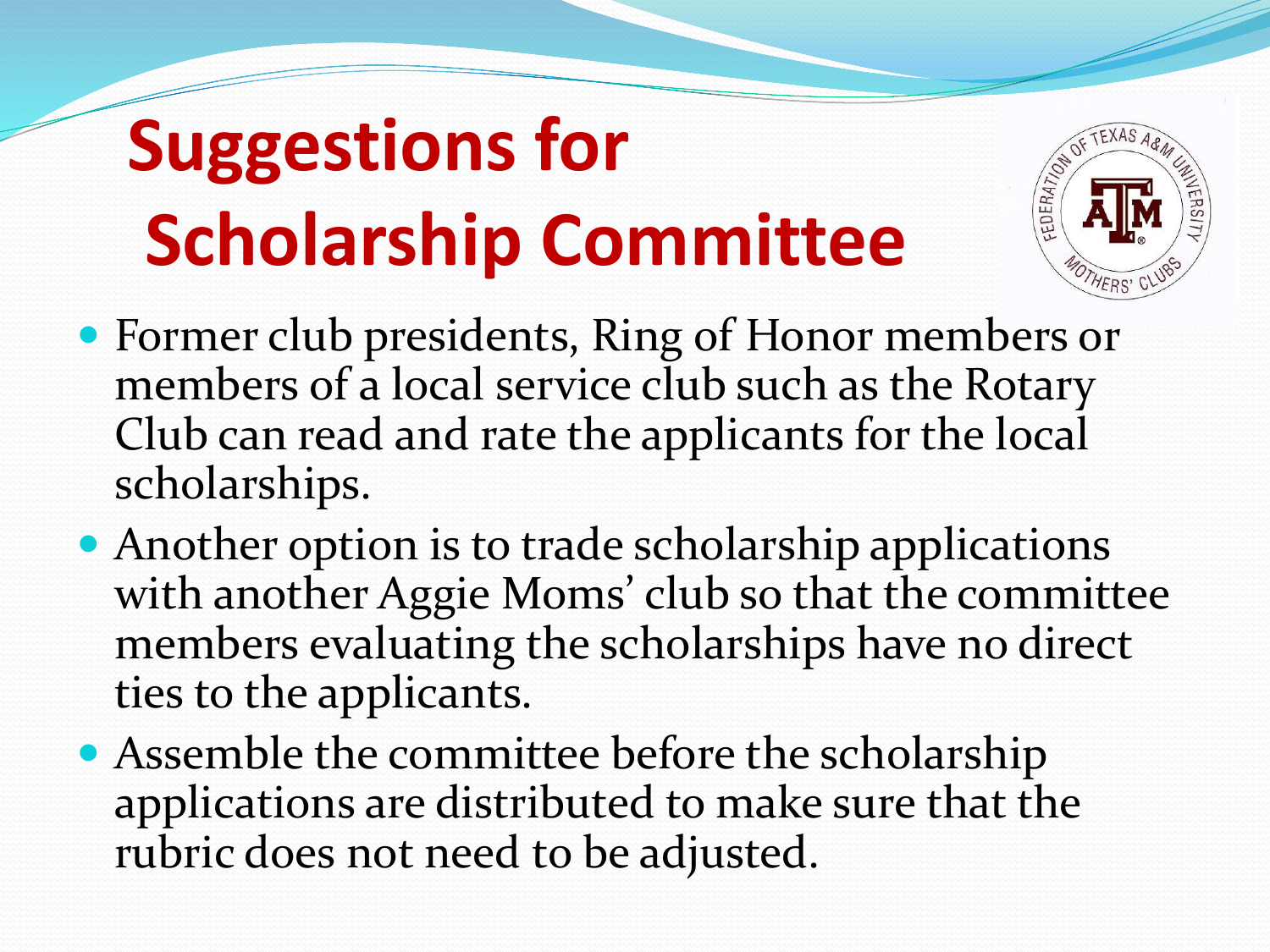# Suggestions for Scholarship Committee

- Former club presidents, Ring of Honor members or members of a local service club such as the Rotary Club can read and rate the applicants for the local scholarships.
- Another option is to trade scholarship applications with another Aggie Moms' club so that the committee members evaluating the scholarships have no direct ties to the applicants.
- Assemble the committee before the scholarship applications are distributed to make sure that the rubric does not need to be adjusted.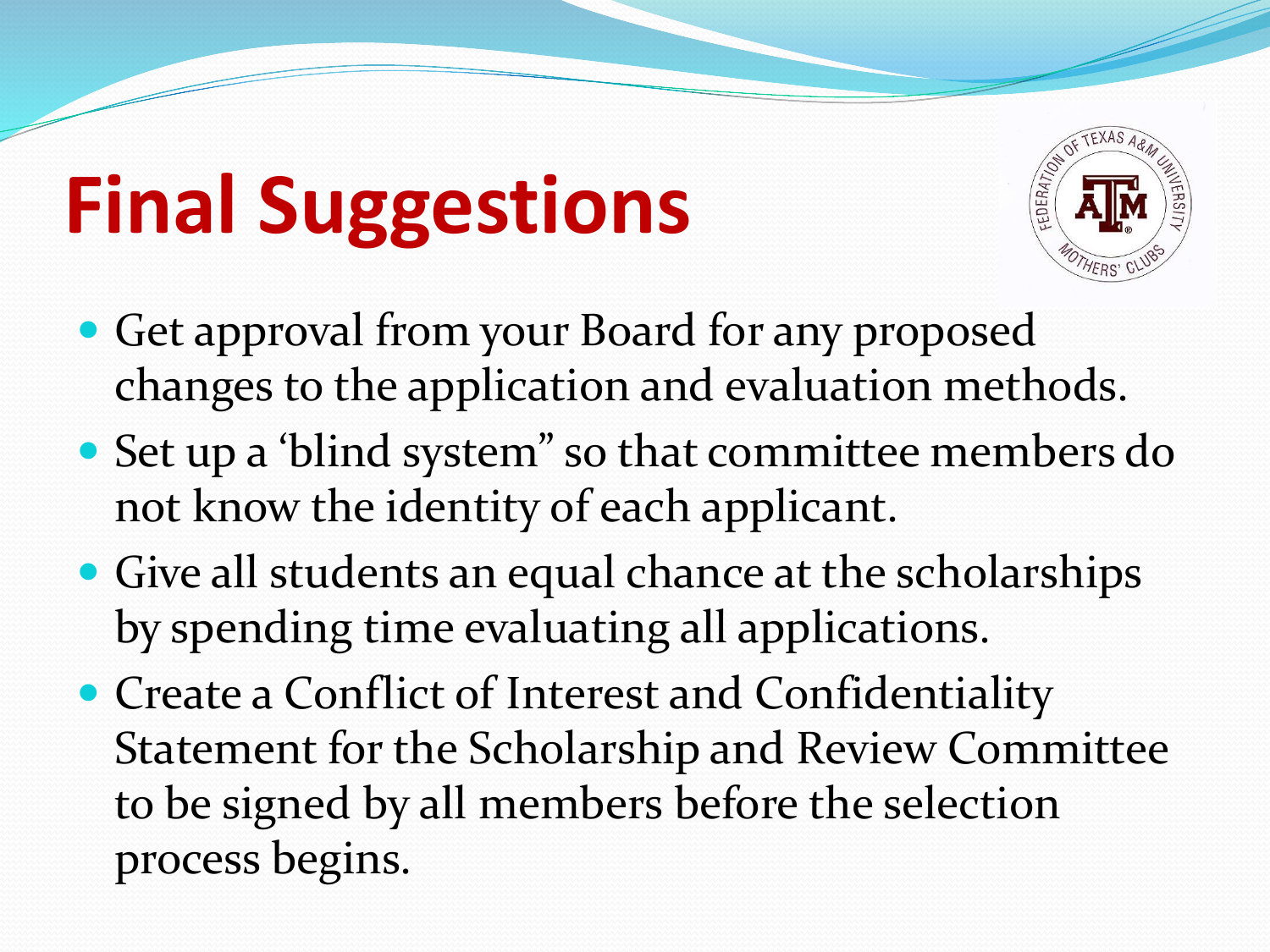# Final Suggestions

- Get approval from your Board for any proposed changes to the application and evaluation methods.
- Set up a 'blind system" so that committee members do not know the identity of each applicant.
- Give all students an equal chance at the scholarships by spending time evaluating all applications.
- Create a Conflict of Interest and Confidentiality Statement for the Scholarship and Review Committee to be signed by all members before the selection process begins.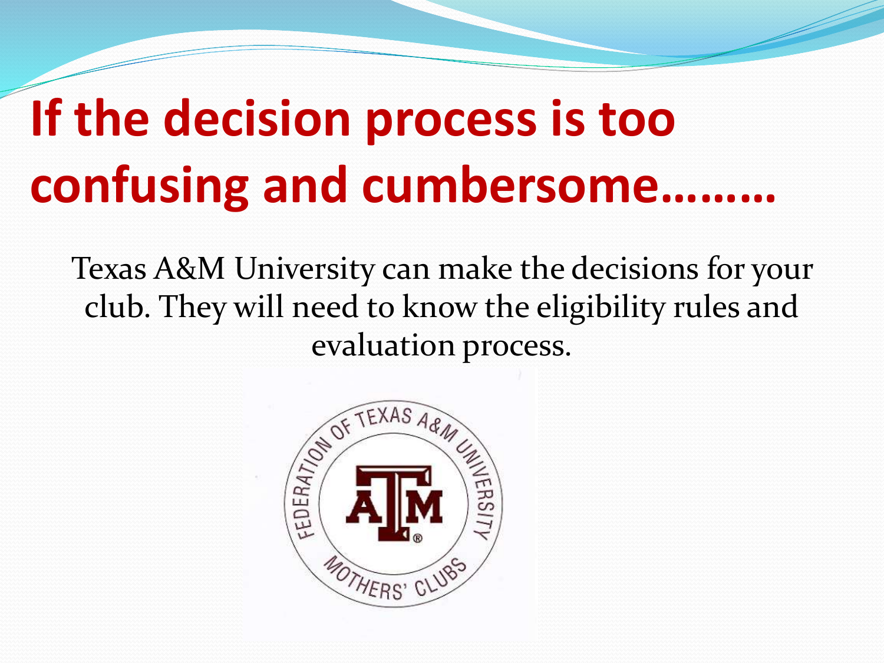# If the decision process is too confusing and cumbersome………

Texas A&M University can make the decisions for your club. They will need to know the eligibility rules and evaluation process.